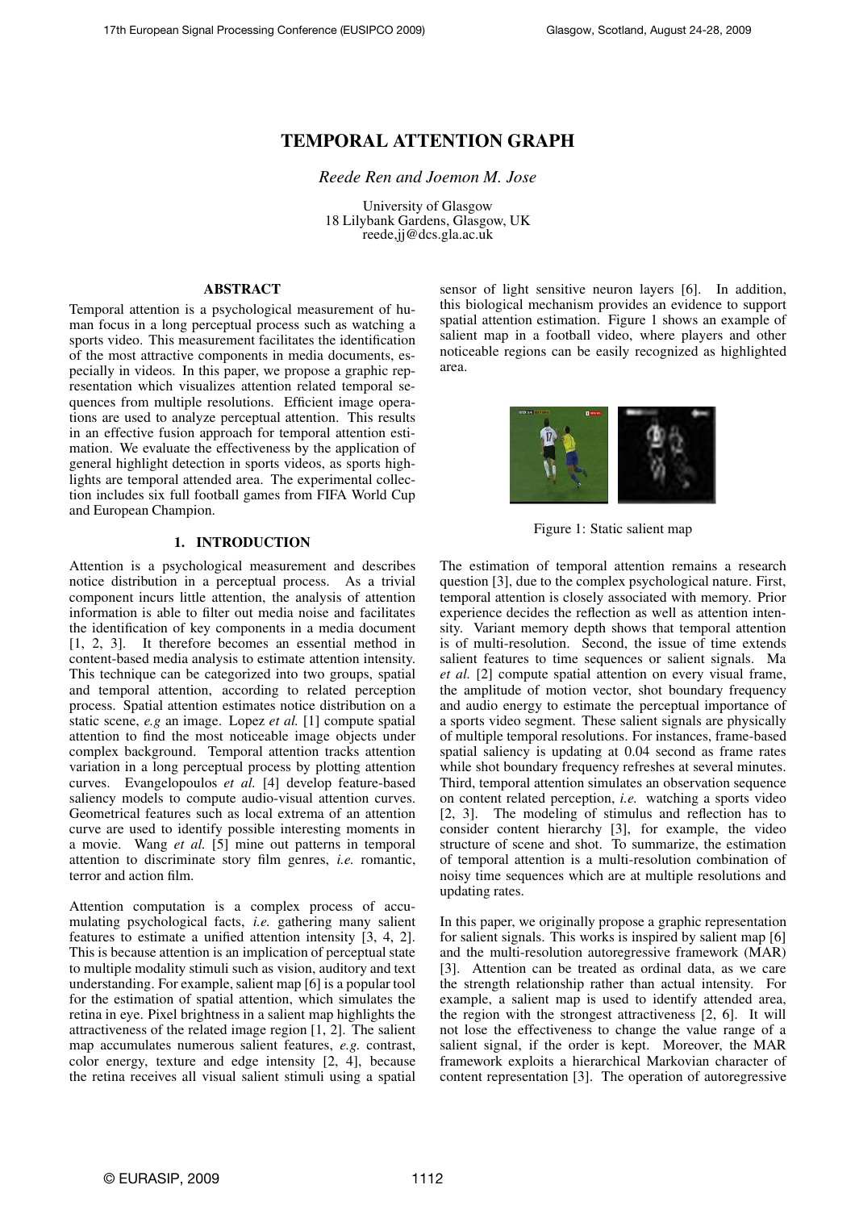# TEMPORAL ATTENTION GRAPH

*Reede Ren and Joemon M. Jose*

University of Glasgow
18 Lilybank Gardens, Glasgow, UK
reede,jj@dcs.gla.ac.uk

## ABSTRACT

Temporal attention is a psychological measurement of human focus in a long perceptual process such as watching a sports video. This measurement facilitates the identification of the most attractive components in media documents, especially in videos. In this paper, we propose a graphic representation which visualizes attention related temporal sequences from multiple resolutions. Efficient image operations are used to analyze perceptual attention. This results in an effective fusion approach for temporal attention estimation. We evaluate the effectiveness by the application of general highlight detection in sports videos, as sports highlights are temporal attended area. The experimental collection includes six full football games from FIFA World Cup and European Champion.

## 1. INTRODUCTION

Attention is a psychological measurement and describes notice distribution in a perceptual process. As a trivial component incurs little attention, the analysis of attention information is able to filter out media noise and facilitates the identification of key components in a media document [1, 2, 3]. It therefore becomes an essential method in content-based media analysis to estimate attention intensity. This technique can be categorized into two groups, spatial and temporal attention, according to related perception process. Spatial attention estimates notice distribution on a static scene, *e.g* an image. Lopez *et al.* [1] compute spatial attention to find the most noticeable image objects under complex background. Temporal attention tracks attention variation in a long perceptual process by plotting attention curves. Evangelopoulos *et al.* [4] develop feature-based saliency models to compute audio-visual attention curves. Geometrical features such as local extrema of an attention curve are used to identify possible interesting moments in a movie. Wang *et al.* [5] mine out patterns in temporal attention to discriminate story film genres, *i.e.* romantic, terror and action film.

Attention computation is a complex process of accumulating psychological facts, *i.e.* gathering many salient features to estimate a unified attention intensity [3, 4, 2]. This is because attention is an implication of perceptual state to multiple modality stimuli such as vision, auditory and text understanding. For example, salient map [6] is a popular tool for the estimation of spatial attention, which simulates the retina in eye. Pixel brightness in a salient map highlights the attractiveness of the related image region [1, 2]. The salient map accumulates numerous salient features, *e.g.* contrast, color energy, texture and edge intensity [2, 4], because the retina receives all visual salient stimuli using a spatial sensor of light sensitive neuron layers [6]. In addition, this biological mechanism provides an evidence to support spatial attention estimation. Figure 1 shows an example of salient map in a football video, where players and other noticeable regions can be easily recognized as highlighted area.

Figure 1: Static salient map

The estimation of temporal attention remains a research question [3], due to the complex psychological nature. First, temporal attention is closely associated with memory. Prior experience decides the reflection as well as attention intensity. Variant memory depth shows that temporal attention is of multi-resolution. Second, the issue of time extends salient features to time sequences or salient signals. Ma *et al.* [2] compute spatial attention on every visual frame, the amplitude of motion vector, shot boundary frequency and audio energy to estimate the perceptual importance of a sports video segment. These salient signals are physically of multiple temporal resolutions. For instances, frame-based spatial saliency is updating at 0.04 second as frame rates while shot boundary frequency refreshes at several minutes. Third, temporal attention simulates an observation sequence on content related perception, *i.e.* watching a sports video [2, 3]. The modeling of stimulus and reflection has to consider content hierarchy [3], for example, the video structure of scene and shot. To summarize, the estimation of temporal attention is a multi-resolution combination of noisy time sequences which are at multiple resolutions and updating rates.

In this paper, we originally propose a graphic representation for salient signals. This works is inspired by salient map [6] and the multi-resolution autoregressive framework (MAR) [3]. Attention can be treated as ordinal data, as we care the strength relationship rather than actual intensity. For example, a salient map is used to identify attended area, the region with the strongest attractiveness [2, 6]. It will not lose the effectiveness to change the value range of a salient signal, if the order is kept. Moreover, the MAR framework exploits a hierarchical Markovian character of content representation [3]. The operation of autoregressive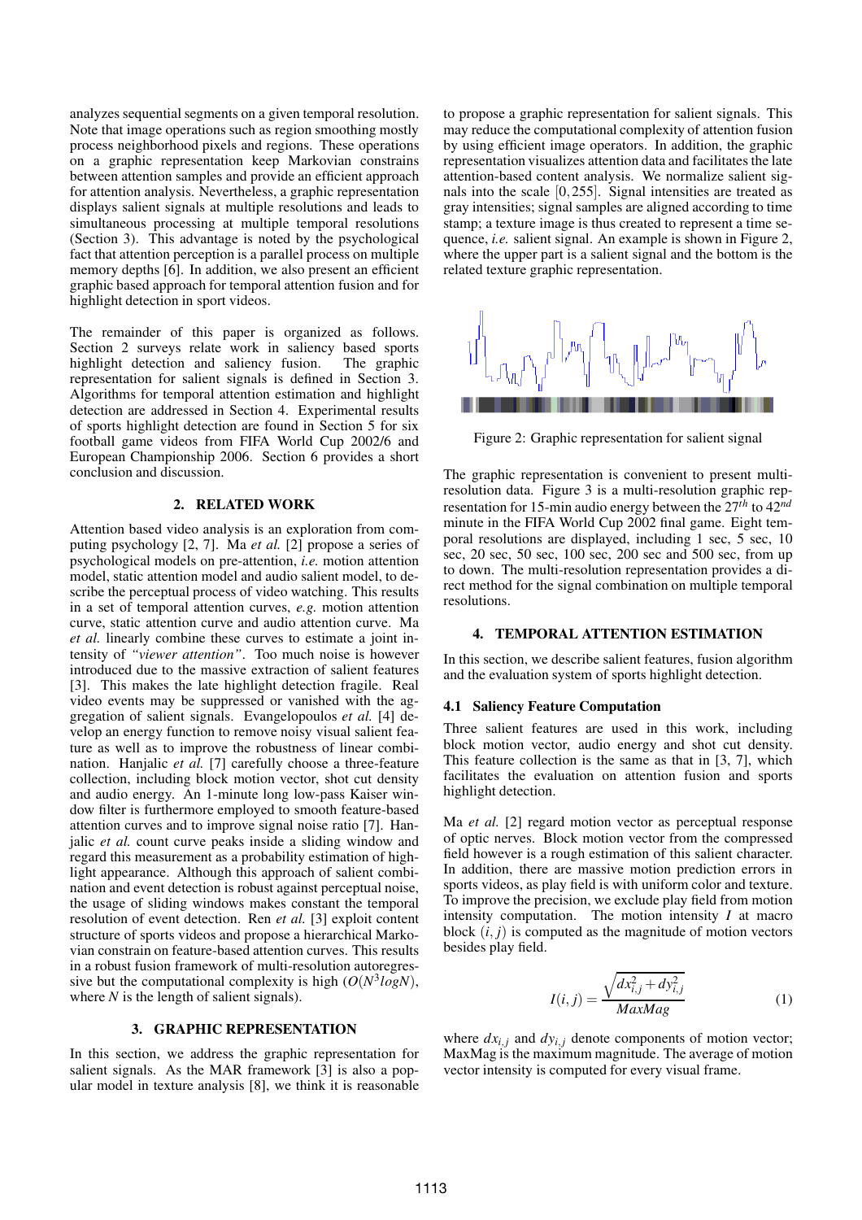analyzes sequential segments on a given temporal resolution. Note that image operations such as region smoothing mostly process neighborhood pixels and regions. These operations on a graphic representation keep Markovian constrains between attention samples and provide an efficient approach for attention analysis. Nevertheless, a graphic representation displays salient signals at multiple resolutions and leads to simultaneous processing at multiple temporal resolutions (Section 3). This advantage is noted by the psychological fact that attention perception is a parallel process on multiple memory depths [6]. In addition, we also present an efficient graphic based approach for temporal attention fusion and for highlight detection in sport videos.

The remainder of this paper is organized as follows. Section 2 surveys relate work in saliency based sports highlight detection and saliency fusion. The graphic representation for salient signals is defined in Section 3. Algorithms for temporal attention estimation and highlight detection are addressed in Section 4. Experimental results of sports highlight detection are found in Section 5 for six football game videos from FIFA World Cup 2002/6 and European Championship 2006. Section 6 provides a short conclusion and discussion.

## 2. RELATED WORK

Attention based video analysis is an exploration from computing psychology [2, 7]. Ma *et al.* [2] propose a series of psychological models on pre-attention, *i.e.* motion attention model, static attention model and audio salient model, to describe the perceptual process of video watching. This results in a set of temporal attention curves, *e.g.* motion attention curve, static attention curve and audio attention curve. Ma *et al.* linearly combine these curves to estimate a joint intensity of *"viewer attention"*. Too much noise is however introduced due to the massive extraction of salient features [3]. This makes the late highlight detection fragile. Real video events may be suppressed or vanished with the aggregation of salient signals. Evangelopoulos *et al.* [4] develop an energy function to remove noisy visual salient feature as well as to improve the robustness of linear combination. Hanjalic *et al.* [7] carefully choose a three-feature collection, including block motion vector, shot cut density and audio energy. An 1-minute long low-pass Kaiser window filter is furthermore employed to smooth feature-based attention curves and to improve signal noise ratio [7]. Hanjalic *et al.* count curve peaks inside a sliding window and regard this measurement as a probability estimation of highlight appearance. Although this approach of salient combination and event detection is robust against perceptual noise, the usage of sliding windows makes constant the temporal resolution of event detection. Ren *et al.* [3] exploit content structure of sports videos and propose a hierarchical Markovian constrain on feature-based attention curves. This results in a robust fusion framework of multi-resolution autoregressive but the computational complexity is high ($O(N^3 logN)$, where $N$ is the length of salient signals).

## 3. GRAPHIC REPRESENTATION

In this section, we address the graphic representation for salient signals. As the MAR framework [3] is also a popular model in texture analysis [8], we think it is reasonable to propose a graphic representation for salient signals. This may reduce the computational complexity of attention fusion by using efficient image operators. In addition, the graphic representation visualizes attention data and facilitates the late attention-based content analysis. We normalize salient signals into the scale $[0, 255]$. Signal intensities are treated as gray intensities; signal samples are aligned according to time stamp; a texture image is thus created to represent a time sequence, *i.e.* salient signal. An example is shown in Figure 2, where the upper part is a salient signal and the bottom is the related texture graphic representation.

Figure 2: Graphic representation for salient signal

The graphic representation is convenient to present multi-resolution data. Figure 3 is a multi-resolution graphic representation for 15-min audio energy between the $27^{th}$ to $42^{nd}$ minute in the FIFA World Cup 2002 final game. Eight temporal resolutions are displayed, including 1 sec, 5 sec, 10 sec, 20 sec, 50 sec, 100 sec, 200 sec and 500 sec, from up to down. The multi-resolution representation provides a direct method for the signal combination on multiple temporal resolutions.

## 4. TEMPORAL ATTENTION ESTIMATION

In this section, we describe salient features, fusion algorithm and the evaluation system of sports highlight detection.

### 4.1 Saliency Feature Computation

Three salient features are used in this work, including block motion vector, audio energy and shot cut density. This feature collection is the same as that in [3, 7], which facilitates the evaluation on attention fusion and sports highlight detection.

Ma *et al.* [2] regard motion vector as perceptual response of optic nerves. Block motion vector from the compressed field however is a rough estimation of this salient character. In addition, there are massive motion prediction errors in sports videos, as play field is with uniform color and texture. To improve the precision, we exclude play field from motion intensity computation. The motion intensity $I$ at macro block $(i, j)$ is computed as the magnitude of motion vectors besides play field.

$$I(i,j) = \frac{\sqrt{dx_{i,j}^2 + dy_{i,j}^2}}{MaxMag} \tag{1}$$

where $dx_{i,j}$ and $dy_{i,j}$ denote components of motion vector; MaxMag is the maximum magnitude. The average of motion vector intensity is computed for every visual frame.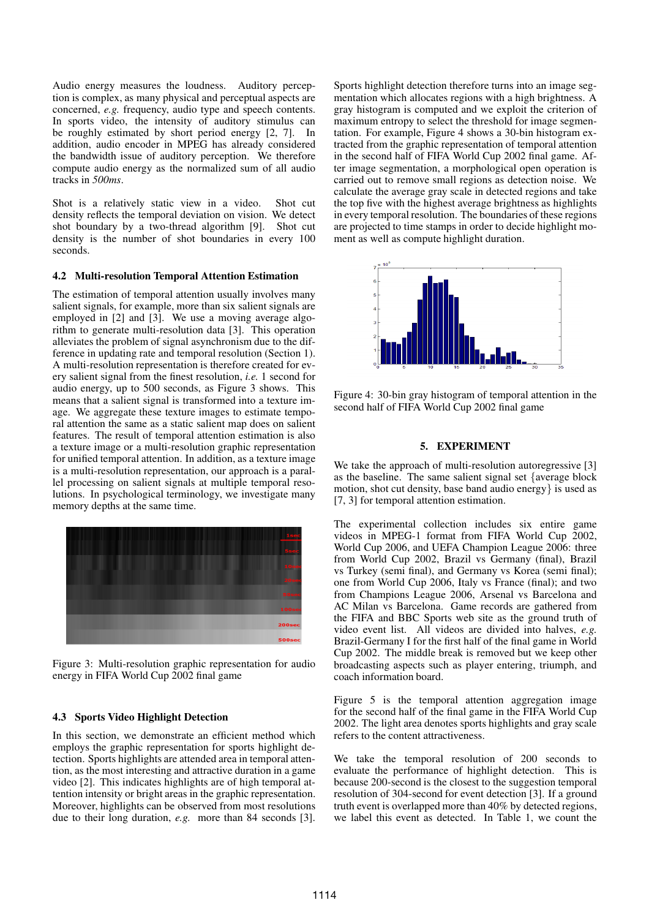Audio energy measures the loudness. Auditory perception is complex, as many physical and perceptual aspects are concerned, *e.g.* frequency, audio type and speech contents. In sports video, the intensity of auditory stimulus can be roughly estimated by short period energy [2, 7]. In addition, audio encoder in MPEG has already considered the bandwidth issue of auditory perception. We therefore compute audio energy as the normalized sum of all audio tracks in *500ms*.

Shot is a relatively static view in a video. Shot cut density reflects the temporal deviation on vision. We detect shot boundary by a two-thread algorithm [9]. Shot cut density is the number of shot boundaries in every 100 seconds.

### 4.2 Multi-resolution Temporal Attention Estimation

The estimation of temporal attention usually involves many salient signals, for example, more than six salient signals are employed in [2] and [3]. We use a moving average algorithm to generate multi-resolution data [3]. This operation alleviates the problem of signal asynchronism due to the difference in updating rate and temporal resolution (Section 1). A multi-resolution representation is therefore created for every salient signal from the finest resolution, *i.e.* 1 second for audio energy, up to 500 seconds, as Figure 3 shows. This means that a salient signal is transformed into a texture image. We aggregate these texture images to estimate temporal attention the same as a static salient map does on salient features. The result of temporal attention estimation is also a texture image or a multi-resolution graphic representation for unified temporal attention. In addition, as a texture image is a multi-resolution representation, our approach is a parallel processing on salient signals at multiple temporal resolutions. In psychological terminology, we investigate many memory depths at the same time.

Figure 3: Multi-resolution graphic representation for audio energy in FIFA World Cup 2002 final game

### 4.3 Sports Video Highlight Detection

In this section, we demonstrate an efficient method which employs the graphic representation for sports highlight detection. Sports highlights are attended area in temporal attention, as the most interesting and attractive duration in a game video [2]. This indicates highlights are of high temporal attention intensity or bright areas in the graphic representation. Moreover, highlights can be observed from most resolutions due to their long duration, *e.g.* more than 84 seconds [3]. Sports highlight detection therefore turns into an image segmentation which allocates regions with a high brightness. A gray histogram is computed and we exploit the criterion of maximum entropy to select the threshold for image segmentation. For example, Figure 4 shows a 30-bin histogram extracted from the graphic representation of temporal attention in the second half of FIFA World Cup 2002 final game. After image segmentation, a morphological open operation is carried out to remove small regions as detection noise. We calculate the average gray scale in detected regions and take the top five with the highest average brightness as highlights in every temporal resolution. The boundaries of these regions are projected to time stamps in order to decide highlight moment as well as compute highlight duration.

Figure 4: 30-bin gray histogram of temporal attention in the second half of FIFA World Cup 2002 final game

## 5. EXPERIMENT

We take the approach of multi-resolution autoregressive [3] as the baseline. The same salient signal set {average block motion, shot cut density, base band audio energy} is used as [7, 3] for temporal attention estimation.

The experimental collection includes six entire game videos in MPEG-1 format from FIFA World Cup 2002, World Cup 2006, and UEFA Champion League 2006: three from World Cup 2002, Brazil vs Germany (final), Brazil vs Turkey (semi final), and Germany vs Korea (semi final); one from World Cup 2006, Italy vs France (final); and two from Champions League 2006, Arsenal vs Barcelona and AC Milan vs Barcelona. Game records are gathered from the FIFA and BBC Sports web site as the ground truth of video event list. All videos are divided into halves, *e.g.* Brazil-Germany I for the first half of the final game in World Cup 2002. The middle break is removed but we keep other broadcasting aspects such as player entering, triumph, and coach information board.

Figure 5 is the temporal attention aggregation image for the second half of the final game in the FIFA World Cup 2002. The light area denotes sports highlights and gray scale refers to the content attractiveness.

We take the temporal resolution of 200 seconds to evaluate the performance of highlight detection. This is because 200-second is the closest to the suggestion temporal resolution of 304-second for event detection [3]. If a ground truth event is overlapped more than 40% by detected regions, we label this event as detected. In Table 1, we count the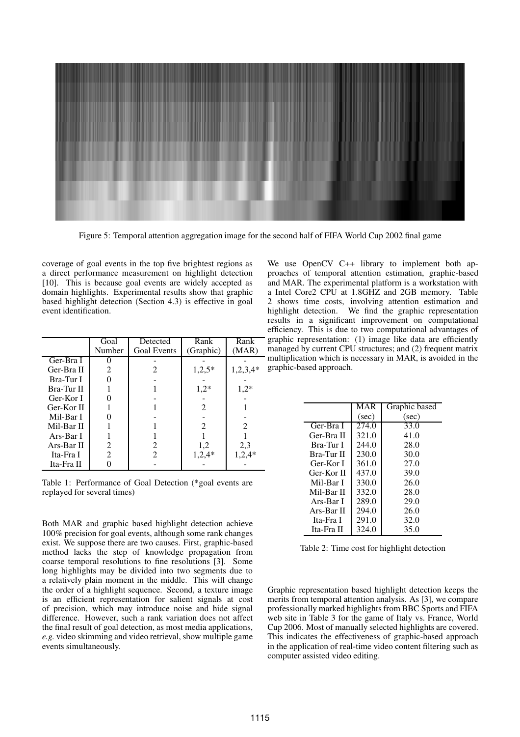Figure 5: Temporal attention aggregation image for the second half of FIFA World Cup 2002 final game

coverage of goal events in the top five brightest regions as a direct performance measurement on highlight detection [10]. This is because goal events are widely accepted as domain highlights. Experimental results show that graphic based highlight detection (Section 4.3) is effective in goal event identification.

| | Goal Number | Detected Goal Events | Rank (Graphic) | Rank (MAR) |
|---|---|---|---|---|
| Ger-Bra I | 0 | - | - | - |
| Ger-Bra II | 2 | 2 | 1,2,5* | 1,2,3,4* |
| Bra-Tur I | 0 | - | - | - |
| Bra-Tur II | 1 | 1 | 1,2* | 1,2* |
| Ger-Kor I | 0 | - | - | - |
| Ger-Kor II | 1 | 1 | 2 | 1 |
| Mil-Bar I | 0 | - | - | - |
| Mil-Bar II | 1 | 1 | 2 | 2 |
| Ars-Bar I | 1 | 1 | 1 | 1 |
| Ars-Bar II | 2 | 2 | 1,2 | 2,3 |
| Ita-Fra I | 2 | 2 | 1,2,4* | 1,2,4* |
| Ita-Fra II | 0 | - | - | - |

Table 1: Performance of Goal Detection (*goal events are replayed for several times)

Both MAR and graphic based highlight detection achieve 100% precision for goal events, although some rank changes exist. We suppose there are two causes. First, graphic-based method lacks the step of knowledge propagation from coarse temporal resolutions to fine resolutions [3]. Some long highlights may be divided into two segments due to a relatively plain moment in the middle. This will change the order of a highlight sequence. Second, a texture image is an efficient representation for salient signals at cost of precision, which may introduce noise and hide signal difference. However, such a rank variation does not affect the final result of goal detection, as most media applications, *e.g.* video skimming and video retrieval, show multiple game events simultaneously.

We use OpenCV C++ library to implement both approaches of temporal attention estimation, graphic-based and MAR. The experimental platform is a workstation with a Intel Core2 CPU at 1.8GHZ and 2GB memory. Table 2 shows time costs, involving attention estimation and highlight detection. We find the graphic representation results in a significant improvement on computational efficiency. This is due to two computational advantages of graphic representation: (1) image like data are efficiently managed by current CPU structures; and (2) frequent matrix multiplication which is necessary in MAR, is avoided in the graphic-based approach.

| | MAR (sec) | Graphic based (sec) |
|---|---|---|
| Ger-Bra I | 274.0 | 33.0 |
| Ger-Bra II | 321.0 | 41.0 |
| Bra-Tur I | 244.0 | 28.0 |
| Bra-Tur II | 230.0 | 30.0 |
| Ger-Kor I | 361.0 | 27.0 |
| Ger-Kor II | 437.0 | 39.0 |
| Mil-Bar I | 330.0 | 26.0 |
| Mil-Bar II | 332.0 | 28.0 |
| Ars-Bar I | 289.0 | 29.0 |
| Ars-Bar II | 294.0 | 26.0 |
| Ita-Fra I | 291.0 | 32.0 |
| Ita-Fra II | 324.0 | 35.0 |

Table 2: Time cost for highlight detection

Graphic representation based highlight detection keeps the merits from temporal attention analysis. As [3], we compare professionally marked highlights from BBC Sports and FIFA web site in Table 3 for the game of Italy vs. France, World Cup 2006. Most of manually selected highlights are covered. This indicates the effectiveness of graphic-based approach in the application of real-time video content filtering such as computer assisted video editing.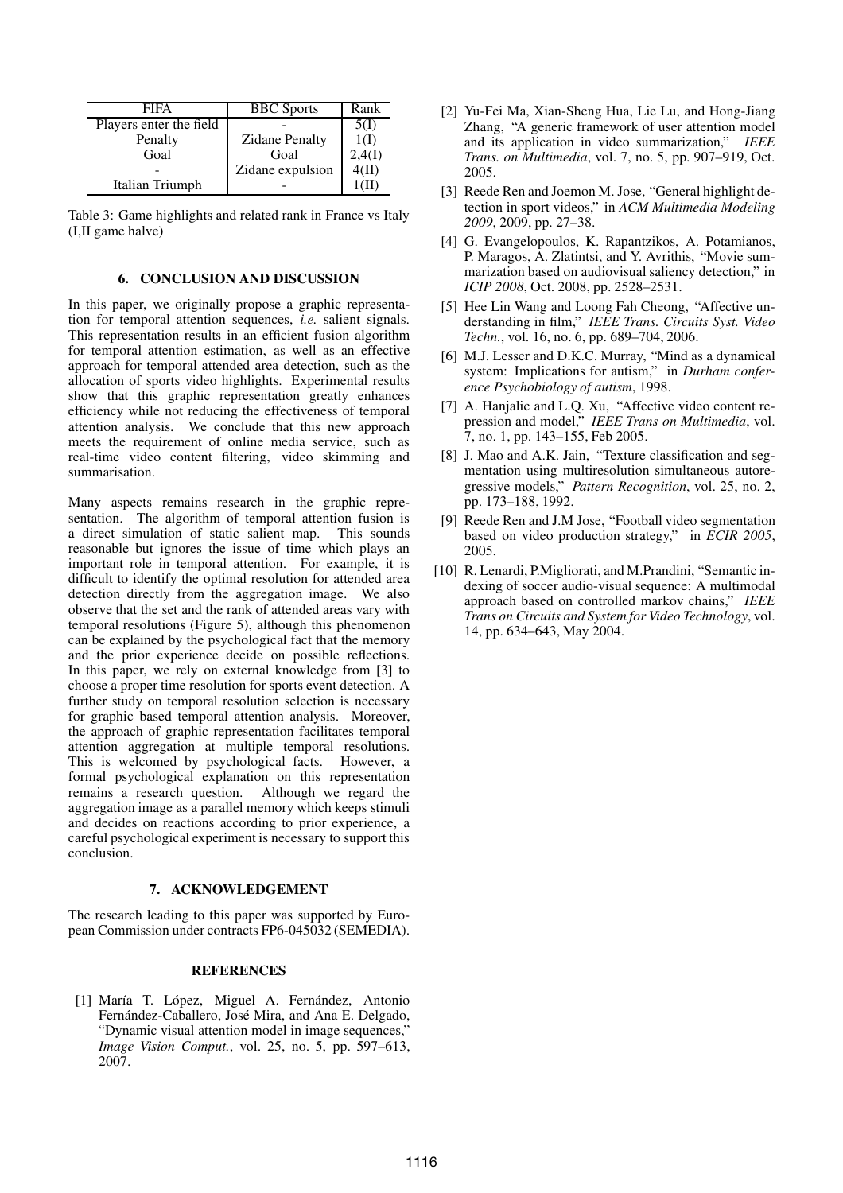| FIFA | BBC Sports | Rank |
|---|---|---|
| Players enter the field | - | 5(I) |
| Penalty | Zidane Penalty | 1(I) |
| Goal | Goal | 2,4(I) |
| - | Zidane expulsion | 4(II) |
| Italian Triumph | - | 1(II) |

Table 3: Game highlights and related rank in France vs Italy (I,II game halve)

## 6. CONCLUSION AND DISCUSSION

In this paper, we originally propose a graphic representation for temporal attention sequences, *i.e.* salient signals. This representation results in an efficient fusion algorithm for temporal attention estimation, as well as an effective approach for temporal attended area detection, such as the allocation of sports video highlights. Experimental results show that this graphic representation greatly enhances efficiency while not reducing the effectiveness of temporal attention analysis. We conclude that this new approach meets the requirement of online media service, such as real-time video content filtering, video skimming and summarisation.

Many aspects remains research in the graphic representation. The algorithm of temporal attention fusion is a direct simulation of static salient map. This sounds reasonable but ignores the issue of time which plays an important role in temporal attention. For example, it is difficult to identify the optimal resolution for attended area detection directly from the aggregation image. We also observe that the set and the rank of attended areas vary with temporal resolutions (Figure 5), although this phenomenon can be explained by the psychological fact that the memory and the prior experience decide on possible reflections. In this paper, we rely on external knowledge from [3] to choose a proper time resolution for sports event detection. A further study on temporal resolution selection is necessary for graphic based temporal attention analysis. Moreover, the approach of graphic representation facilitates temporal attention aggregation at multiple temporal resolutions. This is welcomed by psychological facts. However, a formal psychological explanation on this representation remains a research question. Although we regard the aggregation image as a parallel memory which keeps stimuli and decides on reactions according to prior experience, a careful psychological experiment is necessary to support this conclusion.

## 7. ACKNOWLEDGEMENT

The research leading to this paper was supported by European Commission under contracts FP6-045032 (SEMEDIA).

## REFERENCES

[1] María T. López, Miguel A. Fernández, Antonio Fernández-Caballero, José Mira, and Ana E. Delgado, "Dynamic visual attention model in image sequences," *Image Vision Comput.*, vol. 25, no. 5, pp. 597–613, 2007.

[2] Yu-Fei Ma, Xian-Sheng Hua, Lie Lu, and Hong-Jiang Zhang, "A generic framework of user attention model and its application in video summarization," *IEEE Trans. on Multimedia*, vol. 7, no. 5, pp. 907–919, Oct. 2005.

[3] Reede Ren and Joemon M. Jose, "General highlight detection in sport videos," in *ACM Multimedia Modeling 2009*, 2009, pp. 27–38.

[4] G. Evangelopoulos, K. Rapantzikos, A. Potamianos, P. Maragos, A. Zlatintsi, and Y. Avrithis, "Movie summarization based on audiovisual saliency detection," in *ICIP 2008*, Oct. 2008, pp. 2528–2531.

[5] Hee Lin Wang and Loong Fah Cheong, "Affective understanding in film," *IEEE Trans. Circuits Syst. Video Techn.*, vol. 16, no. 6, pp. 689–704, 2006.

[6] M.J. Lesser and D.K.C. Murray, "Mind as a dynamical system: Implications for autism," in *Durham conference Psychobiology of autism*, 1998.

[7] A. Hanjalic and L.Q. Xu, "Affective video content repression and model," *IEEE Trans on Multimedia*, vol. 7, no. 1, pp. 143–155, Feb 2005.

[8] J. Mao and A.K. Jain, "Texture classification and segmentation using multiresolution simultaneous autoregressive models," *Pattern Recognition*, vol. 25, no. 2, pp. 173–188, 1992.

[9] Reede Ren and J.M Jose, "Football video segmentation based on video production strategy," in *ECIR 2005*, 2005.

[10] R. Lenardi, P.Migliorati, and M.Prandini, "Semantic indexing of soccer audio-visual sequence: A multimodal approach based on controlled markov chains," *IEEE Trans on Circuits and System for Video Technology*, vol. 14, pp. 634–643, May 2004.